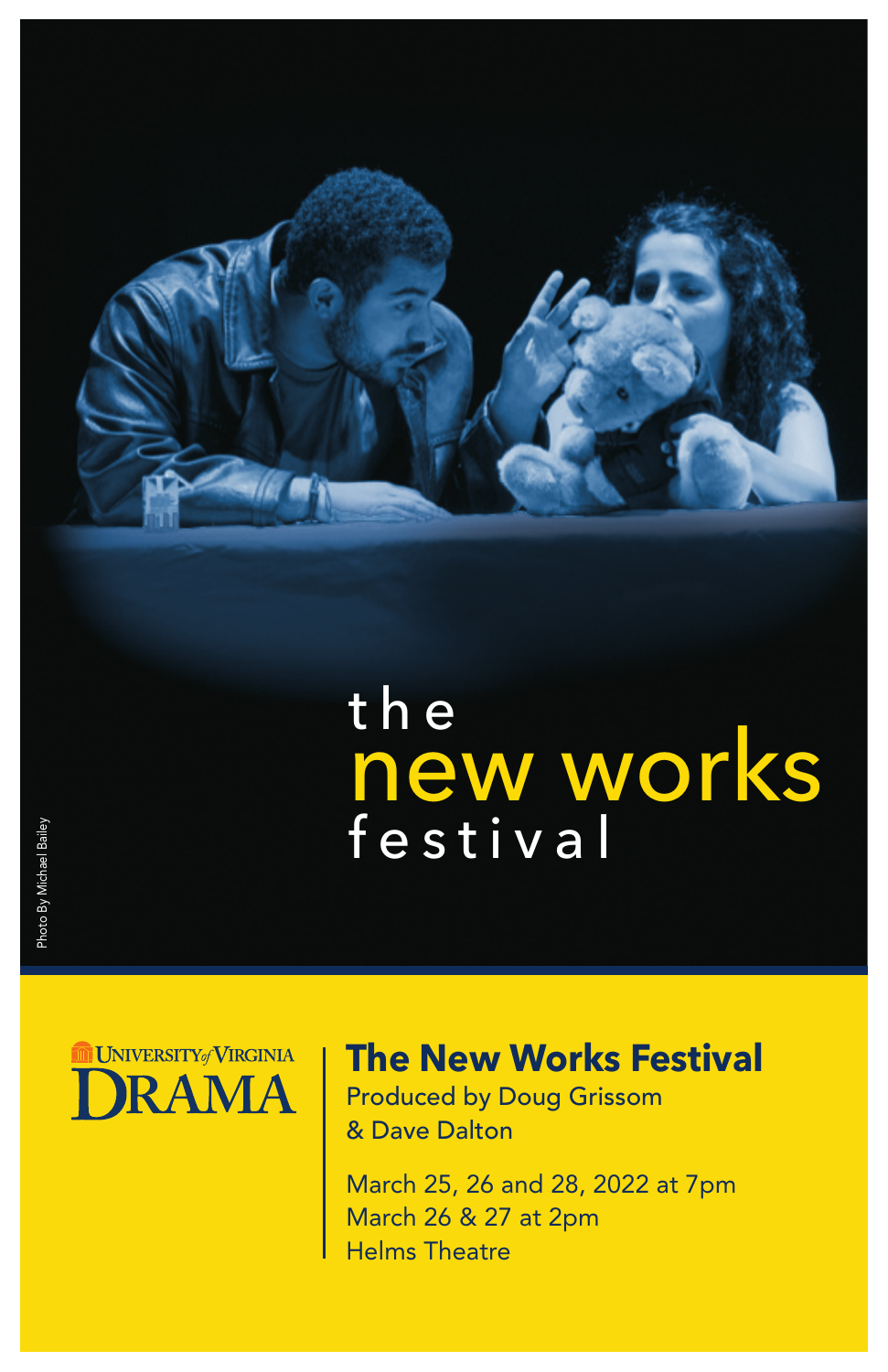# the new works festival

Photo By Michael Bailey

University of Virginia DRAMA

## The New Works Festival

Produced by Doug Grissom
& Dave Dalton

March 25, 26 and 28, 2022 at 7pm
March 26 & 27 at 2pm
Helms Theatre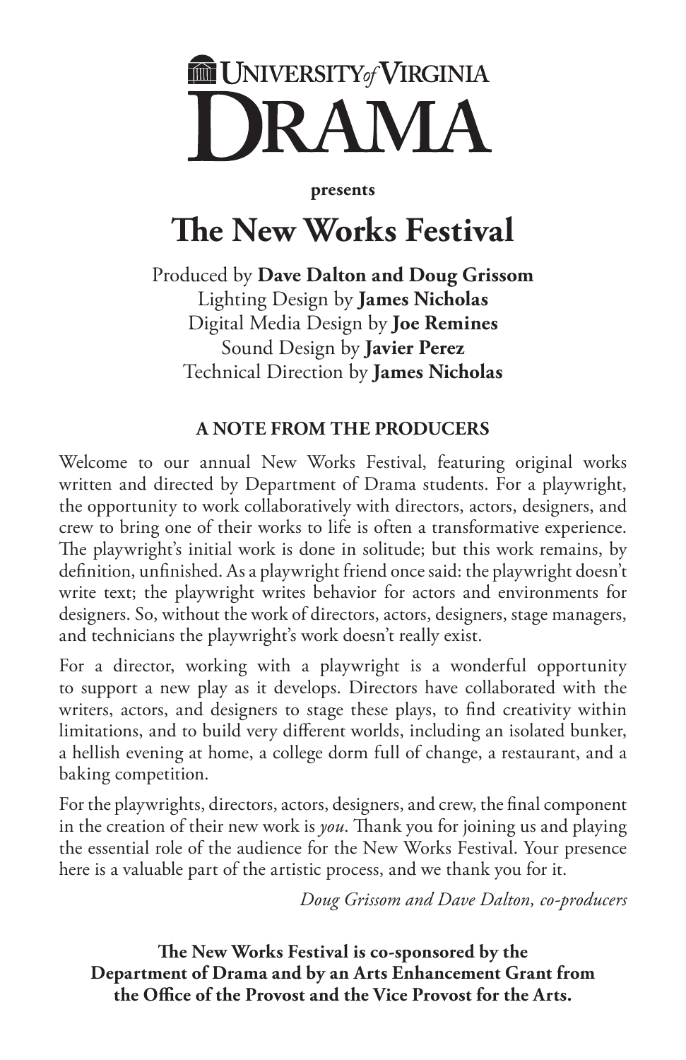# University of Virginia Drama

**presents**

# The New Works Festival

Produced by **Dave Dalton and Doug Grissom**
Lighting Design by **James Nicholas**
Digital Media Design by **Joe Remines**
Sound Design by **Javier Perez**
Technical Direction by **James Nicholas**

## A NOTE FROM THE PRODUCERS

Welcome to our annual New Works Festival, featuring original works written and directed by Department of Drama students. For a playwright, the opportunity to work collaboratively with directors, actors, designers, and crew to bring one of their works to life is often a transformative experience. The playwright's initial work is done in solitude; but this work remains, by definition, unfinished. As a playwright friend once said: the playwright doesn't write text; the playwright writes behavior for actors and environments for designers. So, without the work of directors, actors, designers, stage managers, and technicians the playwright's work doesn't really exist.

For a director, working with a playwright is a wonderful opportunity to support a new play as it develops. Directors have collaborated with the writers, actors, and designers to stage these plays, to find creativity within limitations, and to build very different worlds, including an isolated bunker, a hellish evening at home, a college dorm full of change, a restaurant, and a baking competition.

For the playwrights, directors, actors, designers, and crew, the final component in the creation of their new work is *you*. Thank you for joining us and playing the essential role of the audience for the New Works Festival. Your presence here is a valuable part of the artistic process, and we thank you for it.

*Doug Grissom and Dave Dalton, co-producers*

**The New Works Festival is co-sponsored by the Department of Drama and by an Arts Enhancement Grant from the Office of the Provost and the Vice Provost for the Arts.**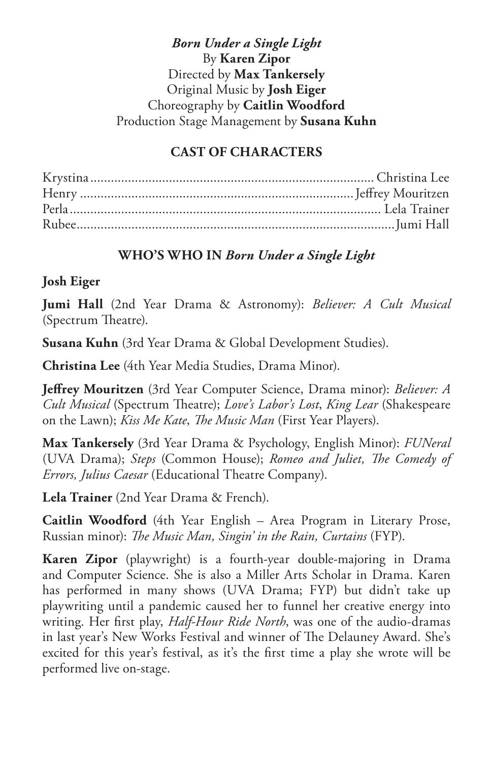***Born Under a Single Light***
By **Karen Zipor**
Directed by **Max Tankersely**
Original Music by **Josh Eiger**
Choreography by **Caitlin Woodford**
Production Stage Management by **Susana Kuhn**

## CAST OF CHARACTERS

| | |
|---|---|
| Krystina | Christina Lee |
| Henry | Jeffrey Mouritzen |
| Perla | Lela Trainer |
| Rubee | Jumi Hall |

## WHO'S WHO IN *Born Under a Single Light*

**Josh Eiger**

**Jumi Hall** (2nd Year Drama & Astronomy): *Believer: A Cult Musical* (Spectrum Theatre).

**Susana Kuhn** (3rd Year Drama & Global Development Studies).

**Christina Lee** (4th Year Media Studies, Drama Minor).

**Jeffrey Mouritzen** (3rd Year Computer Science, Drama minor): *Believer: A Cult Musical* (Spectrum Theatre); *Love's Labor's Lost*, *King Lear* (Shakespeare on the Lawn); *Kiss Me Kate*, *The Music Man* (First Year Players).

**Max Tankersely** (3rd Year Drama & Psychology, English Minor): *FUNeral* (UVA Drama); *Steps* (Common House); *Romeo and Juliet, The Comedy of Errors, Julius Caesar* (Educational Theatre Company).

**Lela Trainer** (2nd Year Drama & French).

**Caitlin Woodford** (4th Year English – Area Program in Literary Prose, Russian minor): *The Music Man, Singin' in the Rain, Curtains* (FYP).

**Karen Zipor** (playwright) is a fourth-year double-majoring in Drama and Computer Science. She is also a Miller Arts Scholar in Drama. Karen has performed in many shows (UVA Drama; FYP) but didn't take up playwriting until a pandemic caused her to funnel her creative energy into writing. Her first play, *Half-Hour Ride North*, was one of the audio-dramas in last year's New Works Festival and winner of The Delauney Award. She's excited for this year's festival, as it's the first time a play she wrote will be performed live on-stage.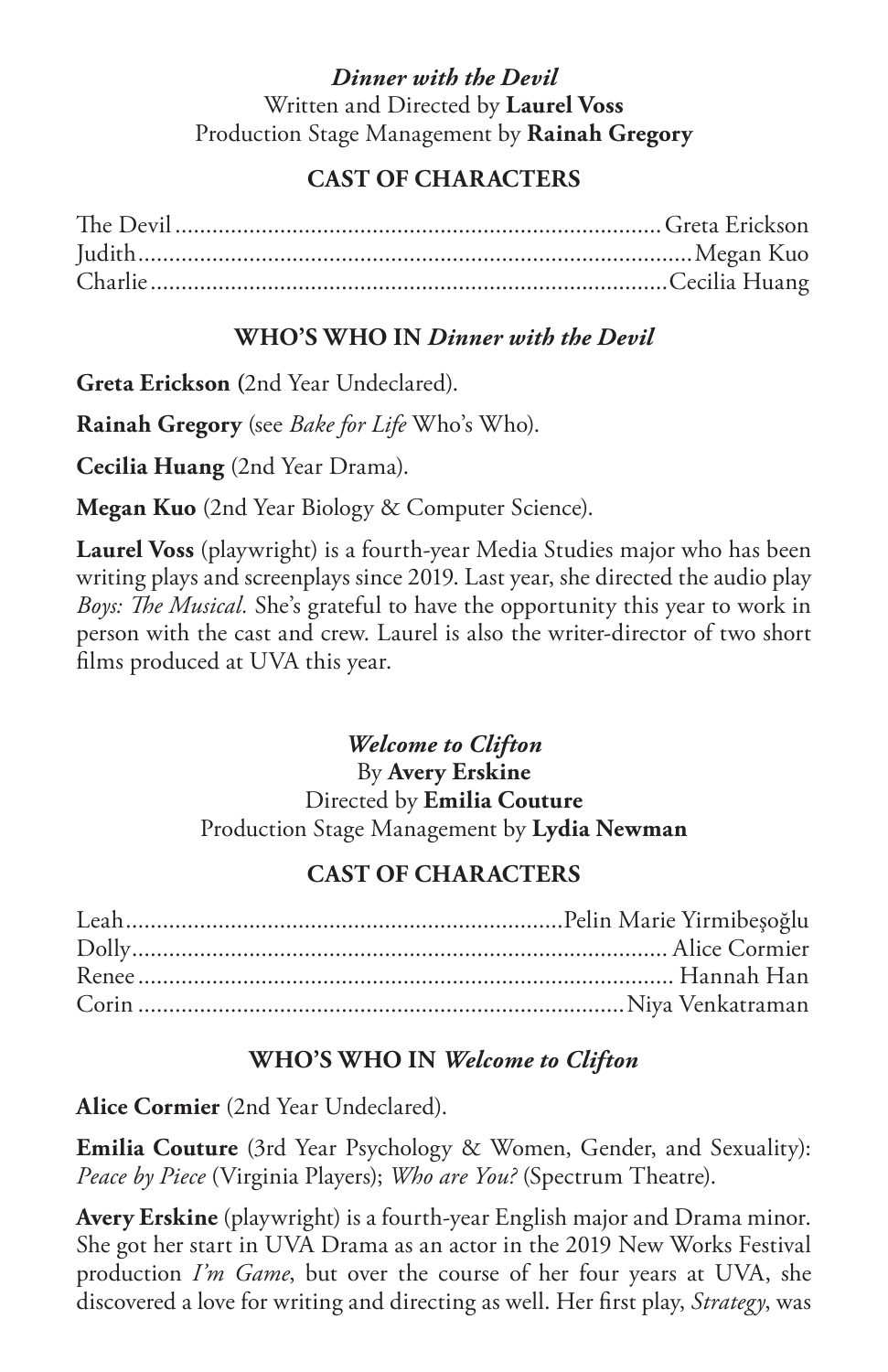***Dinner with the Devil***

Written and Directed by **Laurel Voss**

Production Stage Management by **Rainah Gregory**

**CAST OF CHARACTERS**

| | |
|---|---|
| The Devil | Greta Erickson |
| Judith | Megan Kuo |
| Charlie | Cecilia Huang |

**WHO'S WHO IN *Dinner with the Devil***

**Greta Erickson (**2nd Year Undeclared).

**Rainah Gregory** (see *Bake for Life* Who's Who).

**Cecilia Huang** (2nd Year Drama).

**Megan Kuo** (2nd Year Biology & Computer Science).

**Laurel Voss** (playwright) is a fourth-year Media Studies major who has been writing plays and screenplays since 2019. Last year, she directed the audio play *Boys: The Musical.* She's grateful to have the opportunity this year to work in person with the cast and crew. Laurel is also the writer-director of two short films produced at UVA this year.

***Welcome to Clifton***

By **Avery Erskine**

Directed by **Emilia Couture**

Production Stage Management by **Lydia Newman**

**CAST OF CHARACTERS**

| | |
|---|---|
| Leah | Pelin Marie Yirmibeşoğlu |
| Dolly | Alice Cormier |
| Renee | Hannah Han |
| Corin | Niya Venkatraman |

**WHO'S WHO IN *Welcome to Clifton***

**Alice Cormier** (2nd Year Undeclared).

**Emilia Couture** (3rd Year Psychology & Women, Gender, and Sexuality): *Peace by Piece* (Virginia Players); *Who are You?* (Spectrum Theatre).

**Avery Erskine** (playwright) is a fourth-year English major and Drama minor. She got her start in UVA Drama as an actor in the 2019 New Works Festival production *I'm Game*, but over the course of her four years at UVA, she discovered a love for writing and directing as well. Her first play, *Strategy*, was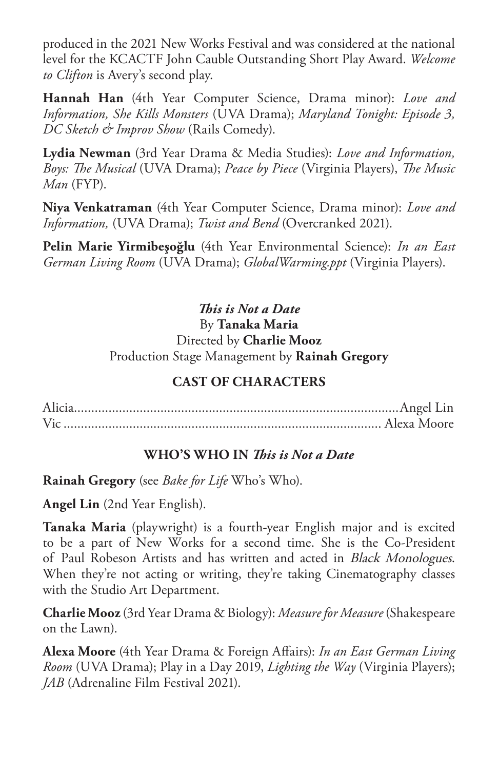produced in the 2021 New Works Festival and was considered at the national level for the KCACTF John Cauble Outstanding Short Play Award. *Welcome to Clifton* is Avery's second play.

**Hannah Han** (4th Year Computer Science, Drama minor): *Love and Information, She Kills Monsters* (UVA Drama); *Maryland Tonight: Episode 3, DC Sketch & Improv Show* (Rails Comedy).

**Lydia Newman** (3rd Year Drama & Media Studies): *Love and Information, Boys: The Musical* (UVA Drama); *Peace by Piece* (Virginia Players), *The Music Man* (FYP).

**Niya Venkatraman** (4th Year Computer Science, Drama minor): *Love and Information,* (UVA Drama); *Twist and Bend* (Overcranked 2021).

**Pelin Marie Yirmibeşoğlu** (4th Year Environmental Science): *In an East German Living Room* (UVA Drama); *GlobalWarming.ppt* (Virginia Players).

## *This is Not a Date*

By **Tanaka Maria**
Directed by **Charlie Mooz**
Production Stage Management by **Rainah Gregory**

### CAST OF CHARACTERS

Alicia........................................Angel Lin
Vic........................................Alexa Moore

### WHO'S WHO IN *This is Not a Date*

**Rainah Gregory** (see *Bake for Life* Who's Who).

**Angel Lin** (2nd Year English).

**Tanaka Maria** (playwright) is a fourth-year English major and is excited to be a part of New Works for a second time. She is the Co-President of Paul Robeson Artists and has written and acted in *Black Monologues*. When they're not acting or writing, they're taking Cinematography classes with the Studio Art Department.

**Charlie Mooz** (3rd Year Drama & Biology): *Measure for Measure* (Shakespeare on the Lawn).

**Alexa Moore** (4th Year Drama & Foreign Affairs): *In an East German Living Room* (UVA Drama); Play in a Day 2019, *Lighting the Way* (Virginia Players); *JAB* (Adrenaline Film Festival 2021).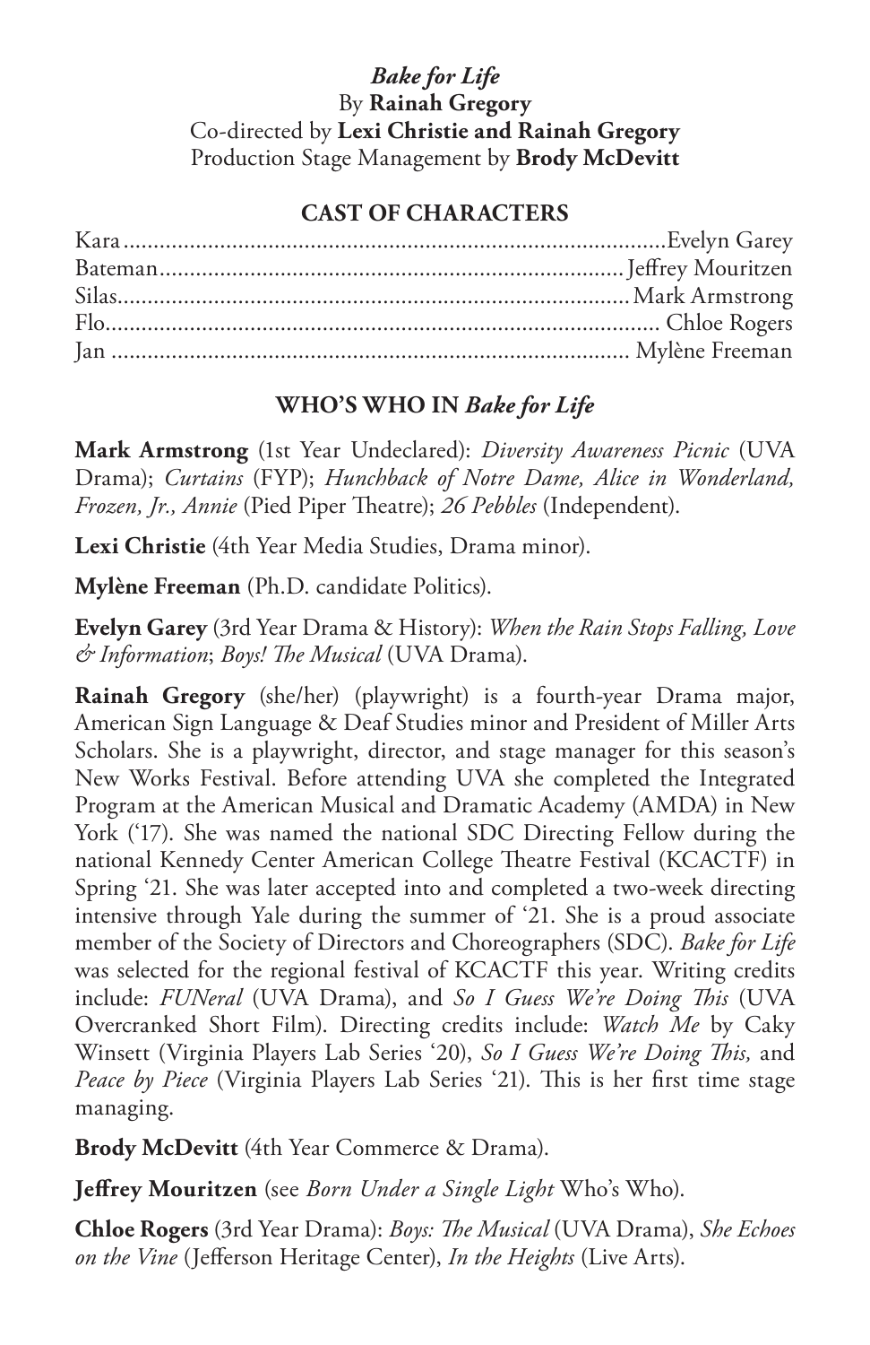***Bake for Life***
By **Rainah Gregory**
Co-directed by **Lexi Christie and Rainah Gregory**
Production Stage Management by **Brody McDevitt**

## CAST OF CHARACTERS

| | |
|---|---|
| Kara | Evelyn Garey |
| Bateman | Jeffrey Mouritzen |
| Silas | Mark Armstrong |
| Flo | Chloe Rogers |
| Jan | Mylène Freeman |

## WHO'S WHO IN *Bake for Life*

**Mark Armstrong** (1st Year Undeclared): *Diversity Awareness Picnic* (UVA Drama); *Curtains* (FYP); *Hunchback of Notre Dame, Alice in Wonderland, Frozen, Jr., Annie* (Pied Piper Theatre); *26 Pebbles* (Independent).

**Lexi Christie** (4th Year Media Studies, Drama minor).

**Mylène Freeman** (Ph.D. candidate Politics).

**Evelyn Garey** (3rd Year Drama & History): *When the Rain Stops Falling, Love & Information*; *Boys! The Musical* (UVA Drama).

**Rainah Gregory** (she/her) (playwright) is a fourth-year Drama major, American Sign Language & Deaf Studies minor and President of Miller Arts Scholars. She is a playwright, director, and stage manager for this season's New Works Festival. Before attending UVA she completed the Integrated Program at the American Musical and Dramatic Academy (AMDA) in New York ('17). She was named the national SDC Directing Fellow during the national Kennedy Center American College Theatre Festival (KCACTF) in Spring '21. She was later accepted into and completed a two-week directing intensive through Yale during the summer of '21. She is a proud associate member of the Society of Directors and Choreographers (SDC). *Bake for Life* was selected for the regional festival of KCACTF this year. Writing credits include: *FUNeral* (UVA Drama), and *So I Guess We're Doing This* (UVA Overcranked Short Film). Directing credits include: *Watch Me* by Caky Winsett (Virginia Players Lab Series '20), *So I Guess We're Doing This,* and *Peace by Piece* (Virginia Players Lab Series '21). This is her first time stage managing.

**Brody McDevitt** (4th Year Commerce & Drama).

**Jeffrey Mouritzen** (see *Born Under a Single Light* Who's Who).

**Chloe Rogers** (3rd Year Drama): *Boys: The Musical* (UVA Drama), *She Echoes on the Vine* (Jefferson Heritage Center), *In the Heights* (Live Arts).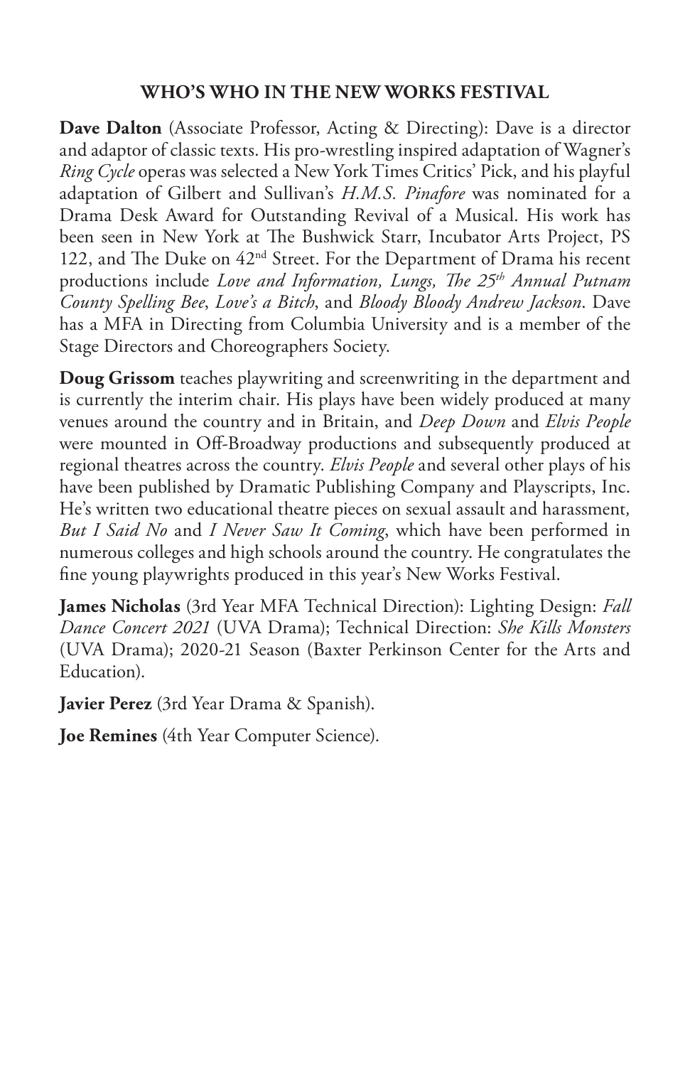## WHO'S WHO IN THE NEW WORKS FESTIVAL

**Dave Dalton** (Associate Professor, Acting & Directing): Dave is a director and adaptor of classic texts. His pro-wrestling inspired adaptation of Wagner's *Ring Cycle* operas was selected a New York Times Critics' Pick, and his playful adaptation of Gilbert and Sullivan's *H.M.S. Pinafore* was nominated for a Drama Desk Award for Outstanding Revival of a Musical. His work has been seen in New York at The Bushwick Starr, Incubator Arts Project, PS 122, and The Duke on 42nd Street. For the Department of Drama his recent productions include *Love and Information, Lungs, The 25th Annual Putnam County Spelling Bee*, *Love's a Bitch*, and *Bloody Bloody Andrew Jackson*. Dave has a MFA in Directing from Columbia University and is a member of the Stage Directors and Choreographers Society.

**Doug Grissom** teaches playwriting and screenwriting in the department and is currently the interim chair. His plays have been widely produced at many venues around the country and in Britain, and *Deep Down* and *Elvis People* were mounted in Off-Broadway productions and subsequently produced at regional theatres across the country. *Elvis People* and several other plays of his have been published by Dramatic Publishing Company and Playscripts, Inc. He's written two educational theatre pieces on sexual assault and harassment, *But I Said No* and *I Never Saw It Coming*, which have been performed in numerous colleges and high schools around the country. He congratulates the fine young playwrights produced in this year's New Works Festival.

**James Nicholas** (3rd Year MFA Technical Direction): Lighting Design: *Fall Dance Concert 2021* (UVA Drama); Technical Direction: *She Kills Monsters* (UVA Drama); 2020-21 Season (Baxter Perkinson Center for the Arts and Education).

**Javier Perez** (3rd Year Drama & Spanish).

**Joe Remines** (4th Year Computer Science).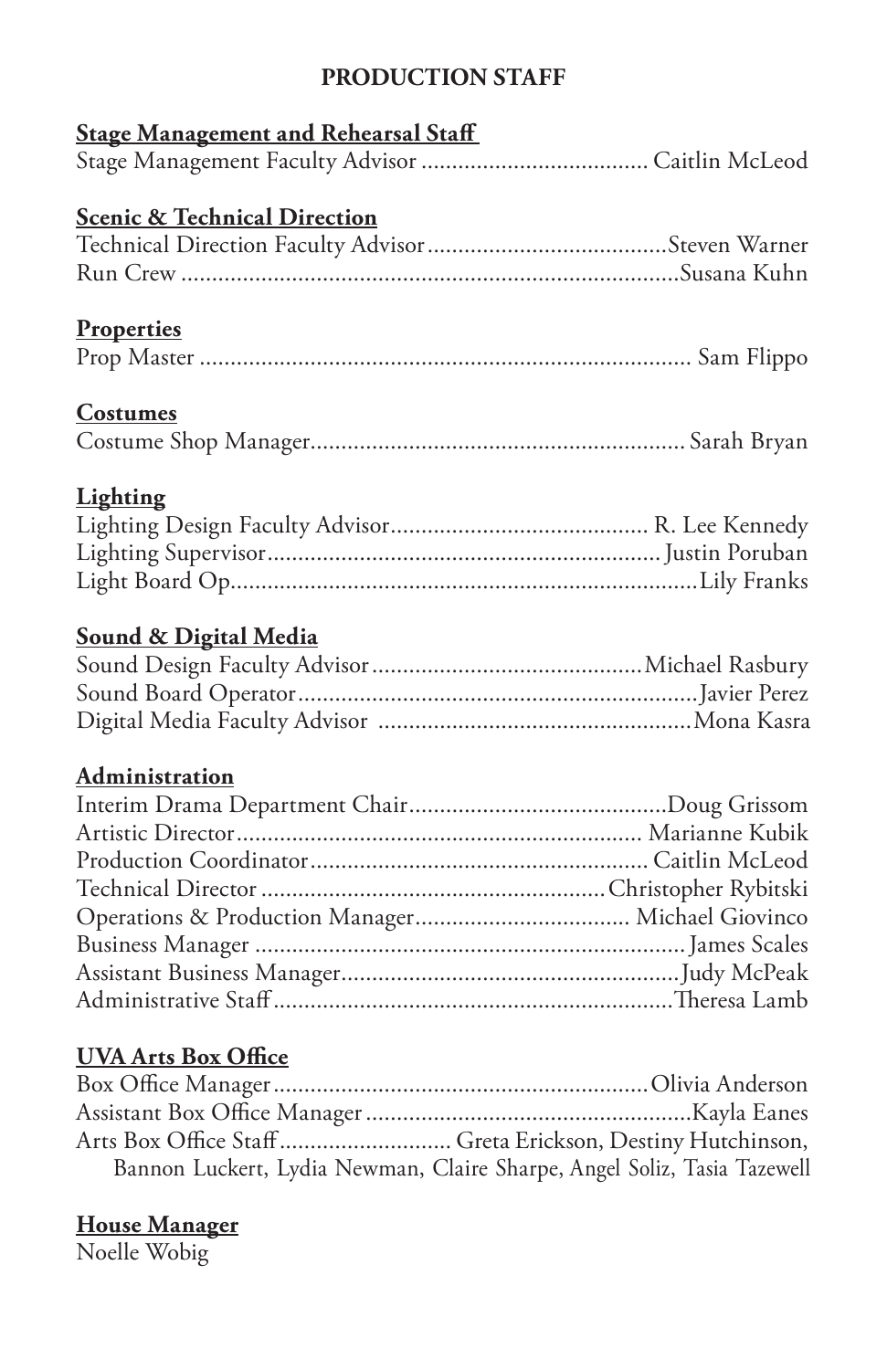# PRODUCTION STAFF

**Stage Management and Rehearsal Staff**

Stage Management Faculty Advisor .................................... Caitlin McLeod

**Scenic & Technical Direction**

Technical Direction Faculty Advisor .......................................Steven Warner
Run Crew ...............................................................................Susana Kuhn

**Properties**

Prop Master ............................................................................. Sam Flippo

**Costumes**

Costume Shop Manager........................................................... Sarah Bryan

**Lighting**

Lighting Design Faculty Advisor......................................... R. Lee Kennedy
Lighting Supervisor................................................................ Justin Poruban
Light Board Op.........................................................................Lily Franks

**Sound & Digital Media**

Sound Design Faculty Advisor ...........................................Michael Rasbury
Sound Board Operator.................................................................Javier Perez
Digital Media Faculty Advisor ..................................................Mona Kasra

**Administration**

Interim Drama Department Chair..........................................Doug Grissom
Artistic Director................................................................. Marianne Kubik
Production Coordinator...................................................... Caitlin McLeod
Technical Director .......................................................Christopher Rybitski
Operations & Production Manager.................................. Michael Giovinco
Business Manager ....................................................................... James Scales
Assistant Business Manager.......................................................Judy McPeak
Administrative Staff.................................................................Theresa Lamb

**UVA Arts Box Office**

Box Office Manager.............................................................Olivia Anderson
Assistant Box Office Manager.....................................................Kayla Eanes
Arts Box Office Staff........................... Greta Erickson, Destiny Hutchinson, Bannon Luckert, Lydia Newman, Claire Sharpe, Angel Soliz, Tasia Tazewell

**House Manager**

Noelle Wobig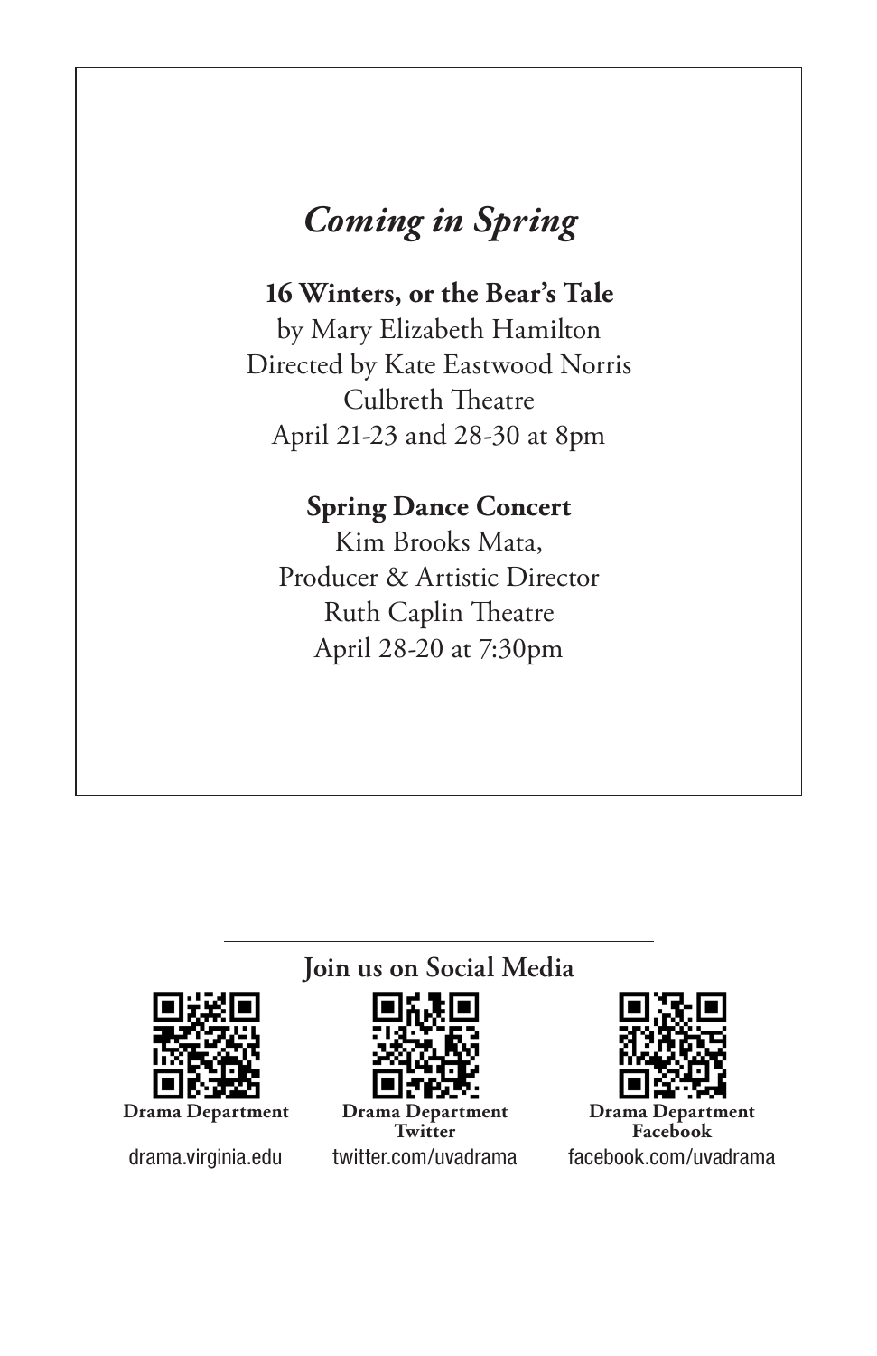## *Coming in Spring*

**16 Winters, or the Bear's Tale**
by Mary Elizabeth Hamilton
Directed by Kate Eastwood Norris
Culbreth Theatre
April 21-23 and 28-30 at 8pm

**Spring Dance Concert**
Kim Brooks Mata,
Producer & Artistic Director
Ruth Caplin Theatre
April 28-20 at 7:30pm

---

**Join us on Social Media**

**Drama Department**
drama.virginia.edu

**Drama Department Twitter**
twitter.com/uvadrama

**Drama Department Facebook**
facebook.com/uvadrama